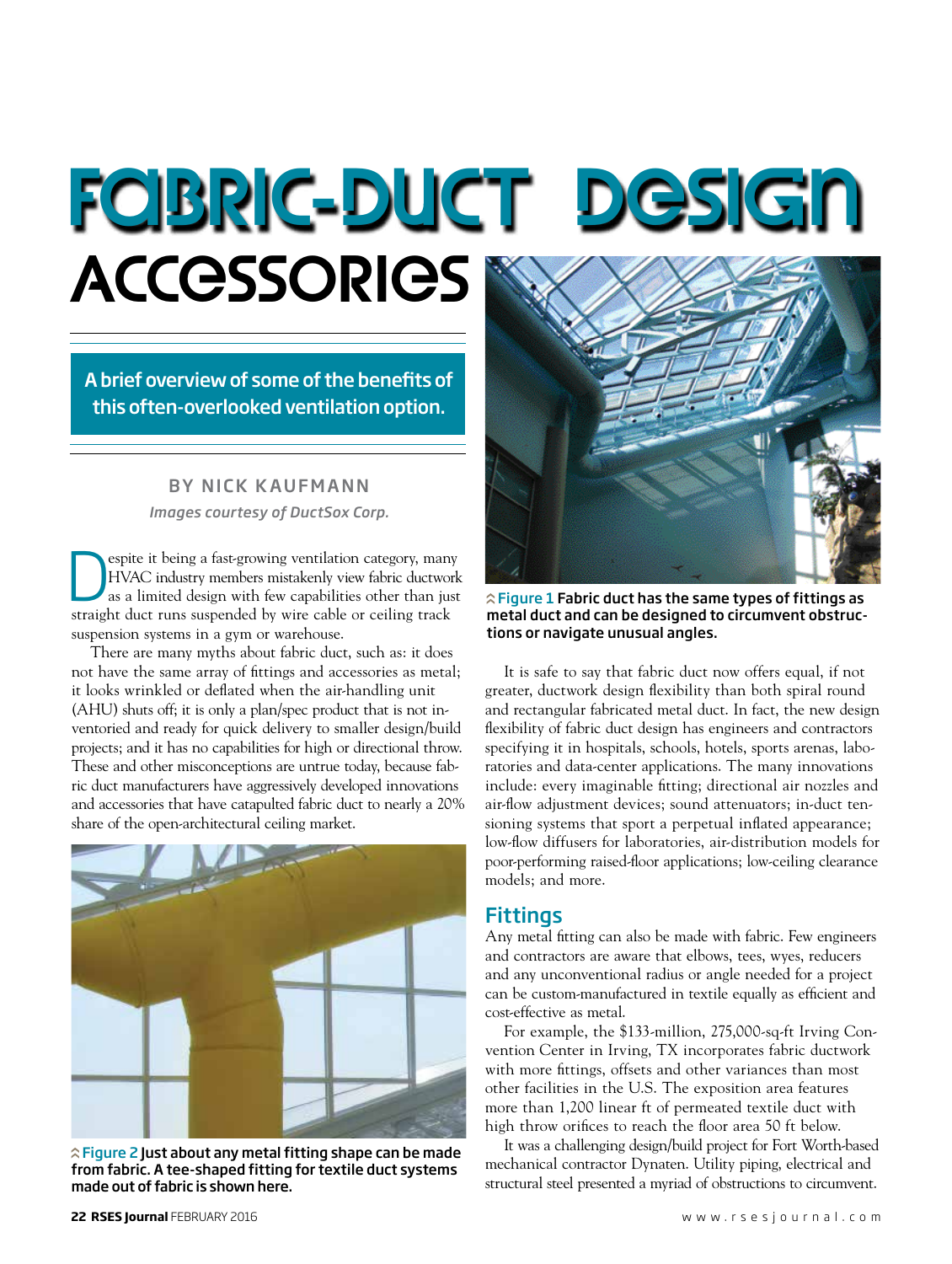# Fabric-Duct Design Accessories

**A brief overview of some of the benefits of this often-overlooked ventilation option.**

BY NICK KAUFMANN

*Images courtesy of DuctSox Corp.*

Despite it being a fast-growing ventilation category, many HVAC industry members mistakenly view fabric ductwork as a limited design with few capabilities other than just straight duct runs suspended by wire cable or ceiling track suspension systems in a gym or warehouse.

There are many myths about fabric duct, such as: it does not have the same array of fittings and accessories as metal; it looks wrinkled or deflated when the air-handling unit (AHU) shuts off; it is only a plan/spec product that is not inventoried and ready for quick delivery to smaller design/build projects; and it has no capabilities for high or directional throw. These and other misconceptions are untrue today, because fabric duct manufacturers have aggressively developed innovations and accessories that have catapulted fabric duct to nearly a 20% share of the open-architectural ceiling market.

Figure 2 Just about any metal fitting shape can be made from fabric. A tee-shaped fitting for textile duct systems made out of fabric is shown here.

Figure 1 Fabric duct has the same types of fittings as metal duct and can be designed to circumvent obstructions or navigate unusual angles.

It is safe to say that fabric duct now offers equal, if not greater, ductwork design flexibility than both spiral round and rectangular fabricated metal duct. In fact, the new design flexibility of fabric duct design has engineers and contractors specifying it in hospitals, schools, hotels, sports arenas, laboratories and data-center applications. The many innovations include: every imaginable fitting; directional air nozzles and air-flow adjustment devices; sound attenuators; in-duct tensioning systems that sport a perpetual inflated appearance; low-flow diffusers for laboratories, air-distribution models for poor-performing raised-floor applications; low-ceiling clearance models; and more.

## Fittings

Any metal fitting can also be made with fabric. Few engineers and contractors are aware that elbows, tees, wyes, reducers and any unconventional radius or angle needed for a project can be custom-manufactured in textile equally as efficient and cost-effective as metal.

For example, the $133-million, 275,000-sq-ft Irving Convention Center in Irving, TX incorporates fabric ductwork with more fittings, offsets and other variances than most other facilities in the U.S. The exposition area features more than 1,200 linear ft of permeated textile duct with high throw orifices to reach the floor area 50 ft below.

It was a challenging design/build project for Fort Worth-based mechanical contractor Dynaten. Utility piping, electrical and structural steel presented a myriad of obstructions to circumvent.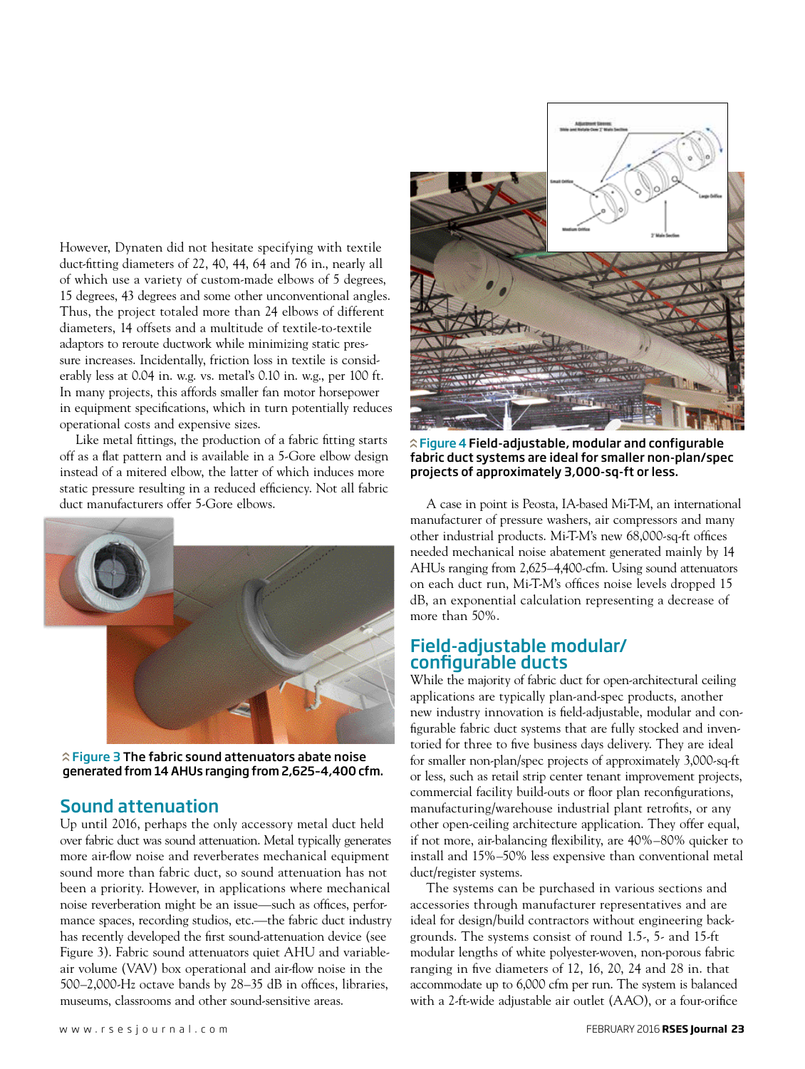However, Dynaten did not hesitate specifying with textile duct-fitting diameters of 22, 40, 44, 64 and 76 in., nearly all of which use a variety of custom-made elbows of 5 degrees, 15 degrees, 43 degrees and some other unconventional angles. Thus, the project totaled more than 24 elbows of different diameters, 14 offsets and a multitude of textile-to-textile adaptors to reroute ductwork while minimizing static pressure increases. Incidentally, friction loss in textile is considerably less at 0.04 in. w.g. vs. metal's 0.10 in. w.g., per 100 ft. In many projects, this affords smaller fan motor horsepower in equipment specifications, which in turn potentially reduces operational costs and expensive sizes.

Like metal fittings, the production of a fabric fitting starts off as a flat pattern and is available in a 5-Gore elbow design instead of a mitered elbow, the latter of which induces more static pressure resulting in a reduced efficiency. Not all fabric duct manufacturers offer 5-Gore elbows.

**Figure 3** The fabric sound attenuators abate noise generated from 14 AHUs ranging from 2,625-4,400 cfm.

## Sound attenuation

Up until 2016, perhaps the only accessory metal duct held over fabric duct was sound attenuation. Metal typically generates more air-flow noise and reverberates mechanical equipment sound more than fabric duct, so sound attenuation has not been a priority. However, in applications where mechanical noise reverberation might be an issue—such as offices, performance spaces, recording studios, etc.—the fabric duct industry has recently developed the first sound-attenuation device (see Figure 3). Fabric sound attenuators quiet AHU and variable-air volume (VAV) box operational and air-flow noise in the 500–2,000-Hz octave bands by 28–35 dB in offices, libraries, museums, classrooms and other sound-sensitive areas.

**Figure 4** Field-adjustable, modular and configurable fabric duct systems are ideal for smaller non-plan/spec projects of approximately 3,000-sq-ft or less.

A case in point is Peosta, IA-based Mi-T-M, an international manufacturer of pressure washers, air compressors and many other industrial products. Mi-T-M's new 68,000-sq-ft offices needed mechanical noise abatement generated mainly by 14 AHUs ranging from 2,625–4,400-cfm. Using sound attenuators on each duct run, Mi-T-M's offices noise levels dropped 15 dB, an exponential calculation representing a decrease of more than 50%.

## Field-adjustable modular/configurable ducts

While the majority of fabric duct for open-architectural ceiling applications are typically plan-and-spec products, another new industry innovation is field-adjustable, modular and configurable fabric duct systems that are fully stocked and inventoried for three to five business days delivery. They are ideal for smaller non-plan/spec projects of approximately 3,000-sq-ft or less, such as retail strip center tenant improvement projects, commercial facility build-outs or floor plan reconfigurations, manufacturing/warehouse industrial plant retrofits, or any other open-ceiling architecture application. They offer equal, if not more, air-balancing flexibility, are 40%–80% quicker to install and 15%–50% less expensive than conventional metal duct/register systems.

The systems can be purchased in various sections and accessories through manufacturer representatives and are ideal for design/build contractors without engineering backgrounds. The systems consist of round 1.5-, 5- and 15-ft modular lengths of white polyester-woven, non-porous fabric ranging in five diameters of 12, 16, 20, 24 and 28 in. that accommodate up to 6,000 cfm per run. The system is balanced with a 2-ft-wide adjustable air outlet (AAO), or a four-orifice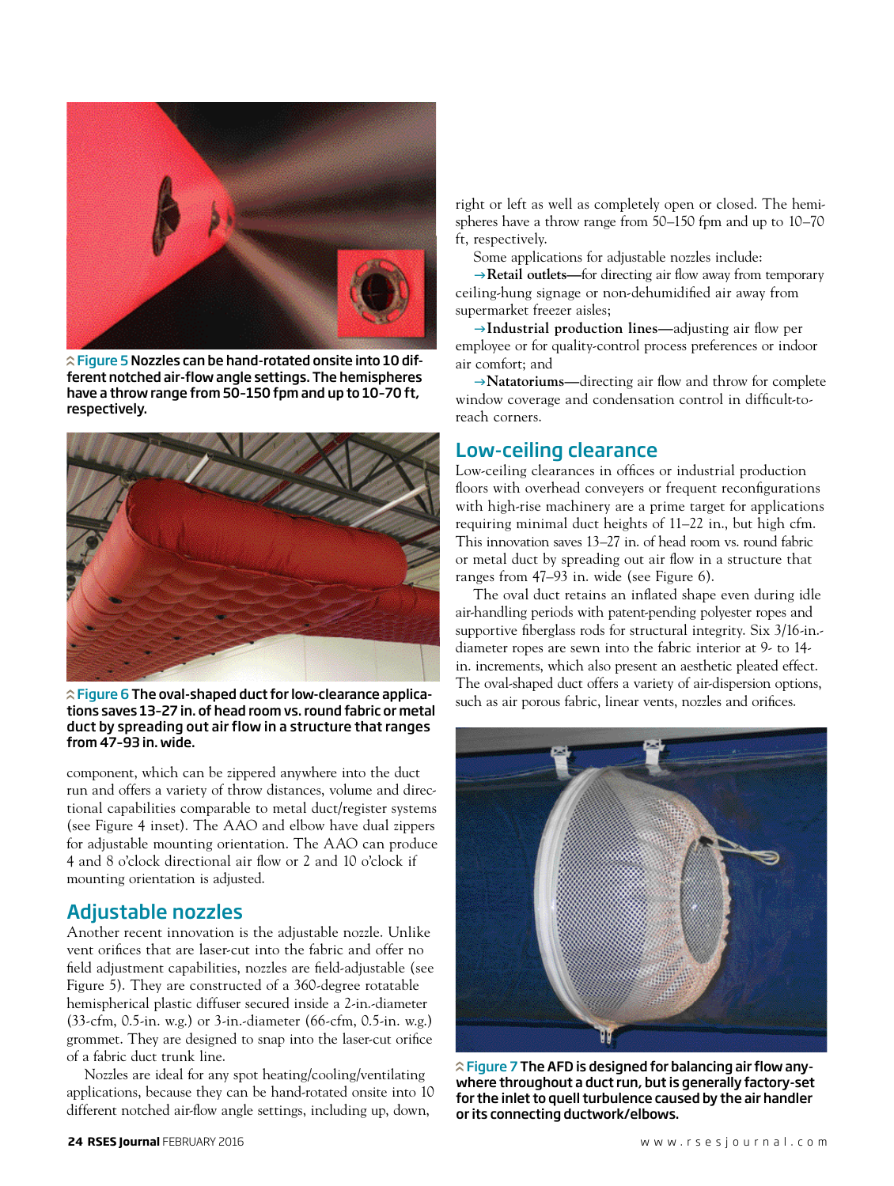Figure 5 Nozzles can be hand-rotated onsite into 10 different notched air-flow angle settings. The hemispheres have a throw range from 50–150 fpm and up to 10–70 ft, respectively.

Figure 6 The oval-shaped duct for low-clearance applications saves 13–27 in. of head room vs. round fabric or metal duct by spreading out air flow in a structure that ranges from 47–93 in. wide.

component, which can be zippered anywhere into the duct run and offers a variety of throw distances, volume and directional capabilities comparable to metal duct/register systems (see Figure 4 inset). The AAO and elbow have dual zippers for adjustable mounting orientation. The AAO can produce 4 and 8 o'clock directional air flow or 2 and 10 o'clock if mounting orientation is adjusted.

## Adjustable nozzles

Another recent innovation is the adjustable nozzle. Unlike vent orifices that are laser-cut into the fabric and offer no field adjustment capabilities, nozzles are field-adjustable (see Figure 5). They are constructed of a 360-degree rotatable hemispherical plastic diffuser secured inside a 2-in.-diameter (33-cfm, 0.5-in. w.g.) or 3-in.-diameter (66-cfm, 0.5-in. w.g.) grommet. They are designed to snap into the laser-cut orifice of a fabric duct trunk line.

Nozzles are ideal for any spot heating/cooling/ventilating applications, because they can be hand-rotated onsite into 10 different notched air-flow angle settings, including up, down, right or left as well as completely open or closed. The hemispheres have a throw range from 50–150 fpm and up to 10–70 ft, respectively.

Some applications for adjustable nozzles include:

→**Retail outlets**—for directing air flow away from temporary ceiling-hung signage or non-dehumidified air away from supermarket freezer aisles;

→**Industrial production lines**—adjusting air flow per employee or for quality-control process preferences or indoor air comfort; and

→**Natatoriums**—directing air flow and throw for complete window coverage and condensation control in difficult-to-reach corners.

## Low-ceiling clearance

Low-ceiling clearances in offices or industrial production floors with overhead conveyers or frequent reconfigurations with high-rise machinery are a prime target for applications requiring minimal duct heights of 11–22 in., but high cfm. This innovation saves 13–27 in. of head room vs. round fabric or metal duct by spreading out air flow in a structure that ranges from 47–93 in. wide (see Figure 6).

The oval duct retains an inflated shape even during idle air-handling periods with patent-pending polyester ropes and supportive fiberglass rods for structural integrity. Six 3/16-in.-diameter ropes are sewn into the fabric interior at 9- to 14-in. increments, which also present an aesthetic pleated effect. The oval-shaped duct offers a variety of air-dispersion options, such as air porous fabric, linear vents, nozzles and orifices.

Figure 7 The AFD is designed for balancing air flow anywhere throughout a duct run, but is generally factory-set for the inlet to quell turbulence caused by the air handler or its connecting ductwork/elbows.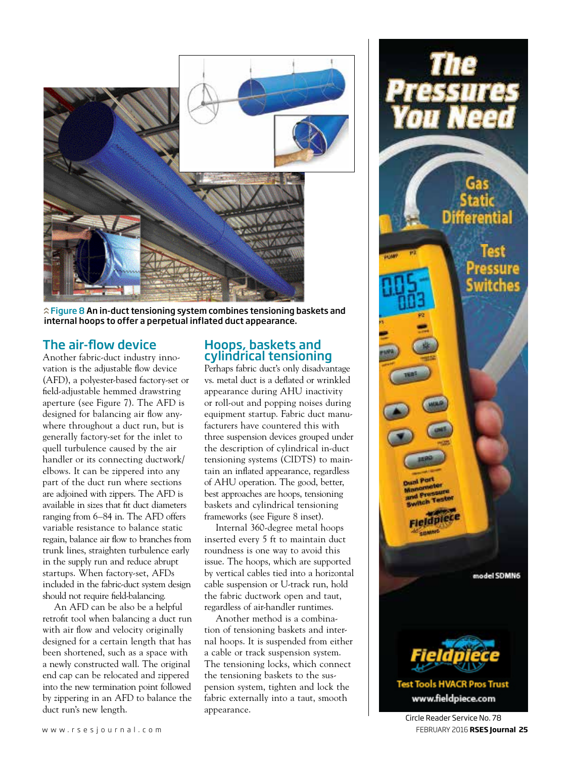Figure 8 An in-duct tensioning system combines tensioning baskets and internal hoops to offer a perpetual inflated duct appearance.

## The air-flow device

Another fabric-duct industry innovation is the adjustable flow device (AFD), a polyester-based factory-set or field-adjustable hemmed drawstring aperture (see Figure 7). The AFD is designed for balancing air flow anywhere throughout a duct run, but is generally factory-set for the inlet to quell turbulence caused by the air handler or its connecting ductwork/elbows. It can be zippered into any part of the duct run where sections are adjoined with zippers. The AFD is available in sizes that fit duct diameters ranging from 6–84 in. The AFD offers variable resistance to balance static regain, balance air flow to branches from trunk lines, straighten turbulence early in the supply run and reduce abrupt startups. When factory-set, AFDs included in the fabric-duct system design should not require field-balancing.

An AFD can be also be a helpful retrofit tool when balancing a duct run with air flow and velocity originally designed for a certain length that has been shortened, such as a space with a newly constructed wall. The original end cap can be relocated and zippered into the new termination point followed by zippering in an AFD to balance the duct run's new length.

## Hoops, baskets and cylindrical tensioning

Perhaps fabric duct's only disadvantage vs. metal duct is a deflated or wrinkled appearance during AHU inactivity or roll-out and popping noises during equipment startup. Fabric duct manufacturers have countered this with three suspension devices grouped under the description of cylindrical in-duct tensioning systems (CIDTS) to maintain an inflated appearance, regardless of AHU operation. The good, better, best approaches are hoops, tensioning baskets and cylindrical tensioning frameworks (see Figure 8 inset).

Internal 360-degree metal hoops inserted every 5 ft to maintain duct roundness is one way to avoid this issue. The hoops, which are supported by vertical cables tied into a horizontal cable suspension or U-track run, hold the fabric ductwork open and taut, regardless of air-handler runtimes.

Another method is a combination of tensioning baskets and internal hoops. It is suspended from either a cable or track suspension system. The tensioning locks, which connect the tensioning baskets to the suspension system, tighten and lock the fabric externally into a taut, smooth appearance.

The Pressures You Need

Gas Static Differential

Test Pressure Switches

model SDMN6

Fieldpiece

Test Tools HVACR Pros Trust

www.fieldpiece.com

Circle Reader Service No. 78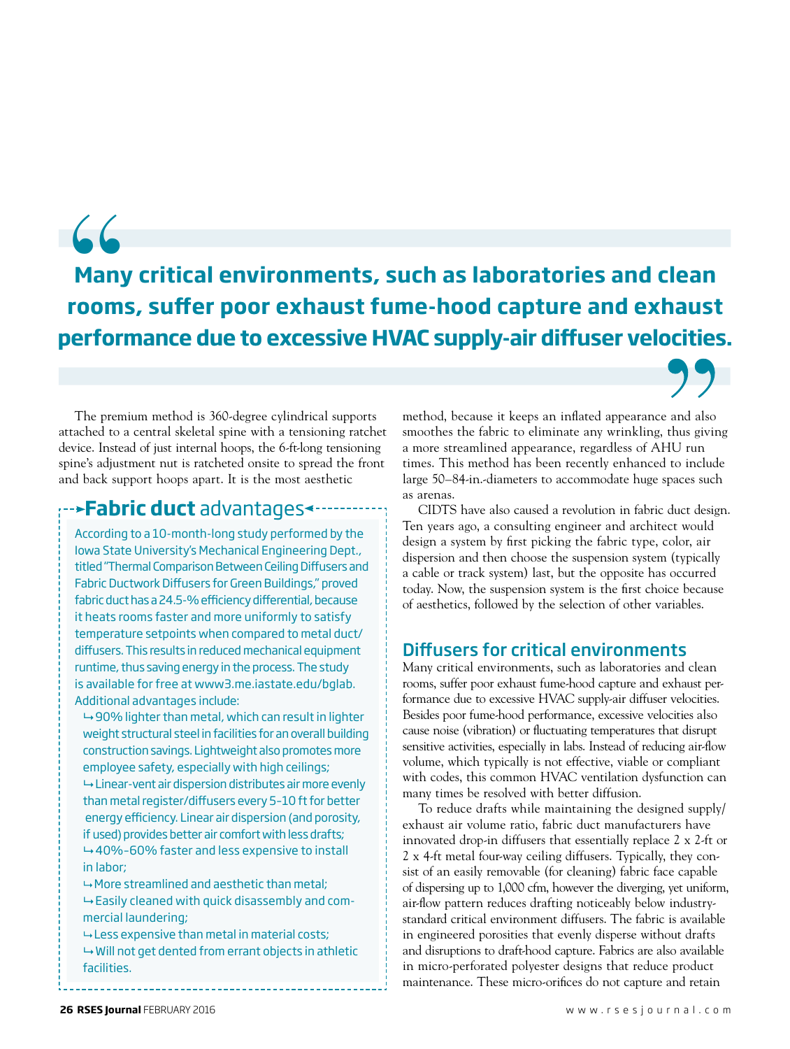> **Many critical environments, such as laboratories and clean rooms, suffer poor exhaust fume-hood capture and exhaust performance due to excessive HVAC supply-air diffuser velocities.**

The premium method is 360-degree cylindrical supports attached to a central skeletal spine with a tensioning ratchet device. Instead of just internal hoops, the 6-ft-long tensioning spine's adjustment nut is ratcheted onsite to spread the front and back support hoops apart. It is the most aesthetic method, because it keeps an inflated appearance and also smoothes the fabric to eliminate any wrinkling, thus giving a more streamlined appearance, regardless of AHU run times. This method has been recently enhanced to include large 50–84-in.-diameters to accommodate huge spaces such as arenas.

CIDTS have also caused a revolution in fabric duct design. Ten years ago, a consulting engineer and architect would design a system by first picking the fabric type, color, air dispersion and then choose the suspension system (typically a cable or track system) last, but the opposite has occurred today. Now, the suspension system is the first choice because of aesthetics, followed by the selection of other variables.

## Fabric duct advantages

According to a 10-month-long study performed by the Iowa State University's Mechanical Engineering Dept., titled "Thermal Comparison Between Ceiling Diffusers and Fabric Ductwork Diffusers for Green Buildings," proved fabric duct has a 24.5-% efficiency differential, because it heats rooms faster and more uniformly to satisfy temperature setpoints when compared to metal duct/diffusers. This results in reduced mechanical equipment runtime, thus saving energy in the process. The study is available for free at www3.me.iastate.edu/bglab. Additional advantages include:

- 90% lighter than metal, which can result in lighter weight structural steel in facilities for an overall building construction savings. Lightweight also promotes more employee safety, especially with high ceilings;
- Linear-vent air dispersion distributes air more evenly than metal register/diffusers every 5–10 ft for better energy efficiency. Linear air dispersion (and porosity, if used) provides better air comfort with less drafts;
- 40%–60% faster and less expensive to install in labor;
- More streamlined and aesthetic than metal;
- Easily cleaned with quick disassembly and commercial laundering;
- Less expensive than metal in material costs;
- Will not get dented from errant objects in athletic facilities.

## Diffusers for critical environments

Many critical environments, such as laboratories and clean rooms, suffer poor exhaust fume-hood capture and exhaust performance due to excessive HVAC supply-air diffuser velocities. Besides poor fume-hood performance, excessive velocities also cause noise (vibration) or fluctuating temperatures that disrupt sensitive activities, especially in labs. Instead of reducing air-flow volume, which typically is not effective, viable or compliant with codes, this common HVAC ventilation dysfunction can many times be resolved with better diffusion.

To reduce drafts while maintaining the designed supply/exhaust air volume ratio, fabric duct manufacturers have innovated drop-in diffusers that essentially replace 2 x 2-ft or 2 x 4-ft metal four-way ceiling diffusers. Typically, they consist of an easily removable (for cleaning) fabric face capable of dispersing up to 1,000 cfm, however the diverging, yet uniform, air-flow pattern reduces drafting noticeably below industry-standard critical environment diffusers. The fabric is available in engineered porosities that evenly disperse without drafts and disruptions to draft-hood capture. Fabrics are also available in micro-perforated polyester designs that reduce product maintenance. These micro-orifices do not capture and retain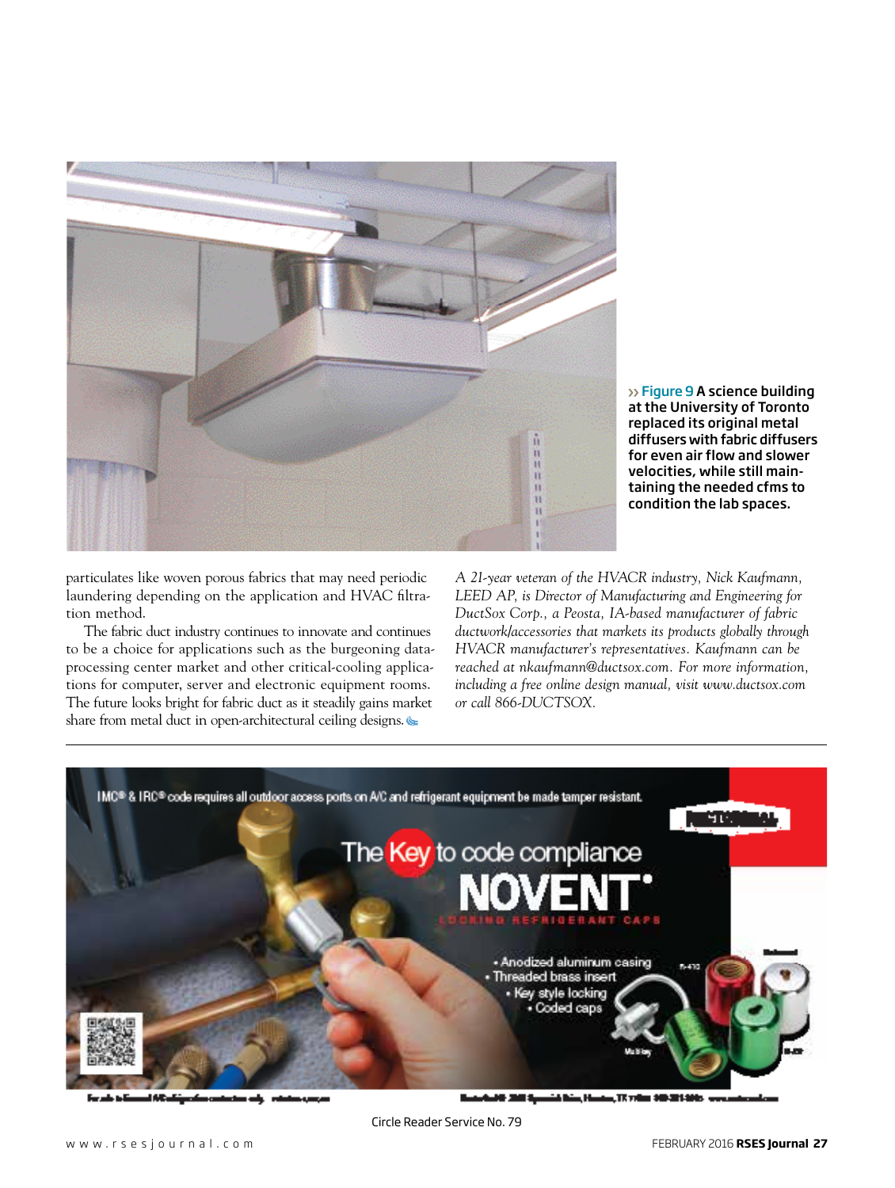» Figure 9 A science building at the University of Toronto replaced its original metal diffusers with fabric diffusers for even air flow and slower velocities, while still maintaining the needed cfms to condition the lab spaces.

particulates like woven porous fabrics that may need periodic laundering depending on the application and HVAC filtration method.

The fabric duct industry continues to innovate and continues to be a choice for applications such as the burgeoning data-processing center market and other critical-cooling applications for computer, server and electronic equipment rooms. The future looks bright for fabric duct as it steadily gains market share from metal duct in open-architectural ceiling designs.

*A 21-year veteran of the HVACR industry, Nick Kaufmann, LEED AP, is Director of Manufacturing and Engineering for DuctSox Corp., a Peosta, IA-based manufacturer of fabric ductwork/accessories that markets its products globally through HVACR manufacturer's representatives. Kaufmann can be reached at nkaufmann@ductsox.com. For more information, including a free online design manual, visit www.ductsox.com or call 866-DUCTSOX.*

Circle Reader Service No. 79